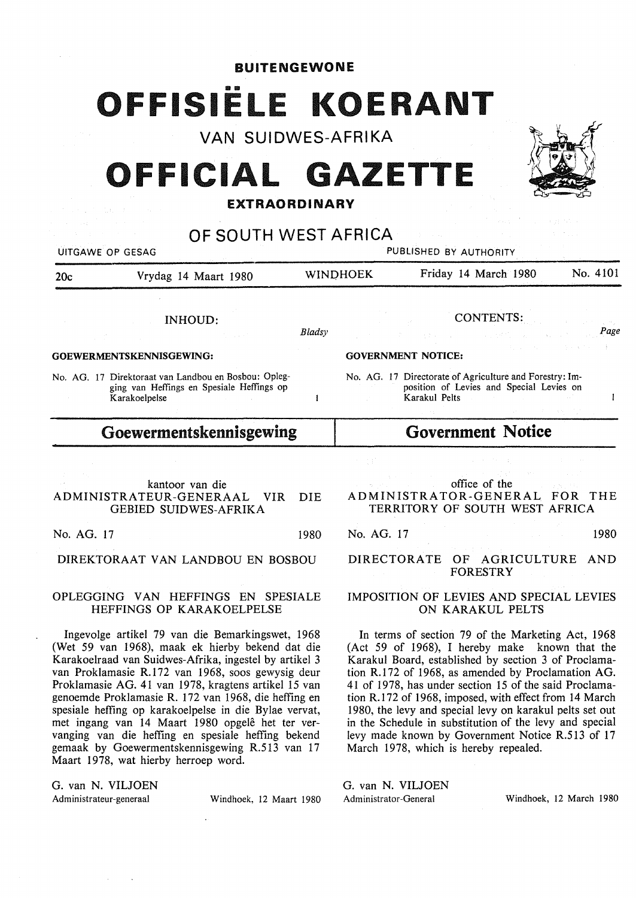**BUITENGEWONE**

# OFFISIËLE KOERANT

## VAN SUIDWES-AFRIKA

# OFFICIAL GAZETTE

**EXTRAORDINARY**

## OF SOUTH WEST AFRICA

UITGAWE OP GESAG — PUBLISHED BY AUTHORITY

| 20c | Vrydag 14 Maart 1980 | WINDHOEK | Friday 14 March 1980 | No. 4101 |
|---|---|---|---|---|

**INHOUD:**

*Bladsy*

**GOEWERMENTSKENNISGEWING:**

No. AG. 17 Direktoraat van Landbou en Bosbou: Oplegging van Heffings en Spesiale Heffings op Karakoelpelse — 1

**CONTENTS:**

*Page*

**GOVERNMENT NOTICE:**

No. AG. 17 Directorate of Agriculture and Forestry: Imposition of Levies and Special Levies on Karakul Pelts — 1

## Goewermentskennisgewing

kantoor van die
ADMINISTRATEUR-GENERAAL VIR DIE GEBIED SUIDWES-AFRIKA

No. AG. 17 — 1980

DIREKTORAAT VAN LANDBOU EN BOSBOU

### OPLEGGING VAN HEFFINGS EN SPESIALE HEFFINGS OP KARAKOELPELSE

Ingevolge artikel 79 van die Bemarkingswet, 1968 (Wet 59 van 1968), maak ek hierby bekend dat die Karakoelraad van Suidwes-Afrika, ingestel by artikel 3 van Proklamasie R.172 van 1968, soos gewysig deur Proklamasie AG. 41 van 1978, kragtens artikel 15 van genoemde Proklamasie R. 172 van 1968, die heffing en spesiale heffing op karakoelpelse in die Bylae vervat, met ingang van 14 Maart 1980 opgelê het ter vervanging van die heffing en spesiale heffing bekend gemaak by Goewermentskennisgewing R.513 van 17 Maart 1978, wat hierby herroep word.

G. van N. VILJOEN
Administrateur-generaal — Windhoek, 12 Maart 1980

## Government Notice

office of the
ADMINISTRATOR-GENERAL FOR THE TERRITORY OF SOUTH WEST AFRICA

No. AG. 17 — 1980

DIRECTORATE OF AGRICULTURE AND FORESTRY

### IMPOSITION OF LEVIES AND SPECIAL LEVIES ON KARAKUL PELTS

In terms of section 79 of the Marketing Act, 1968 (Act 59 of 1968), I hereby make known that the Karakul Board, established by section 3 of Proclamation R.172 of 1968, as amended by Proclamation AG. 41 of 1978, has under section 15 of the said Proclamation R.172 of 1968, imposed, with effect from 14 March 1980, the levy and special levy on karakul pelts set out in the Schedule in substitution of the levy and special levy made known by Government Notice R.513 of 17 March 1978, which is hereby repealed.

G. van N. VILJOEN
Administrator-General — Windhoek, 12 March 1980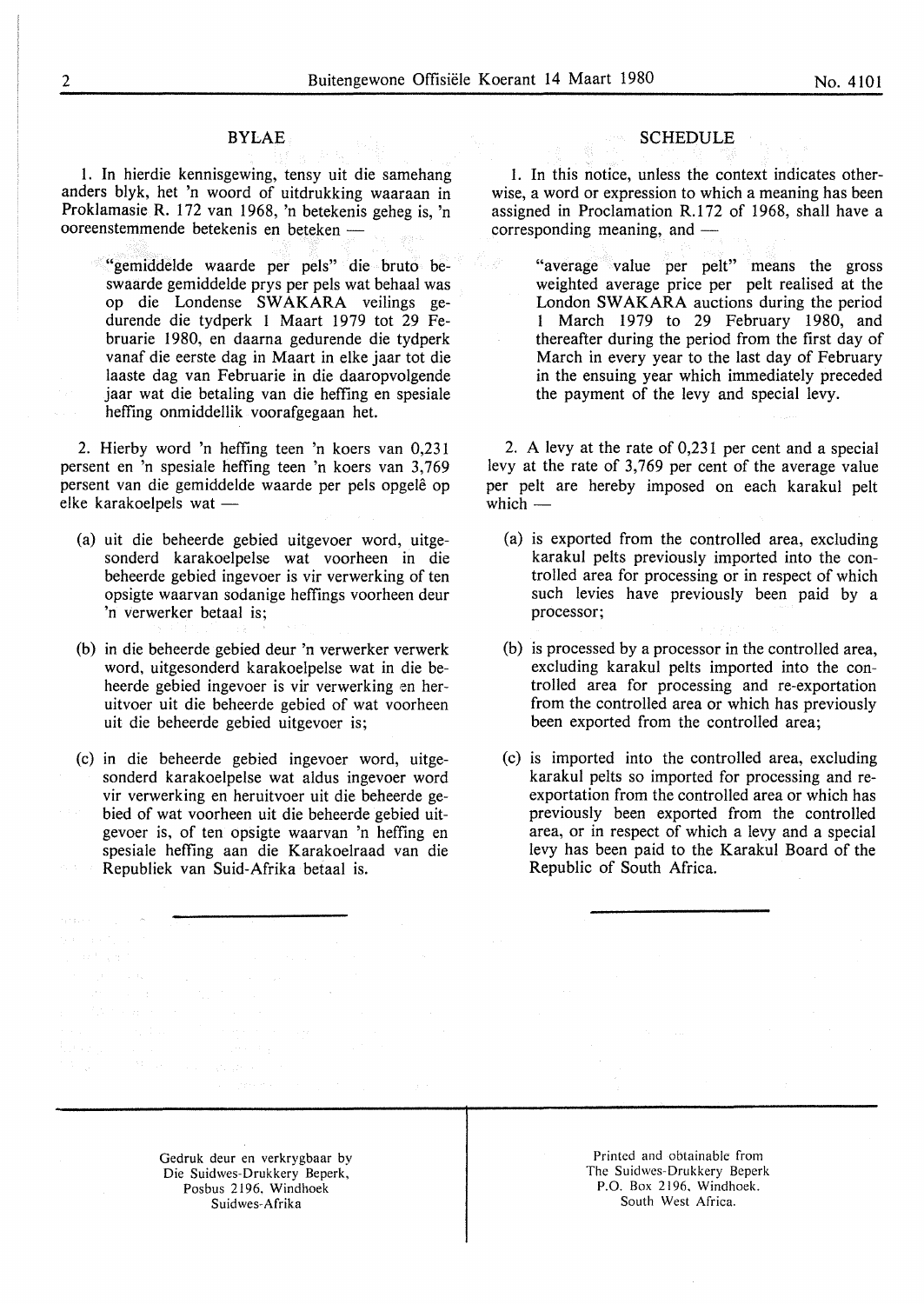## BYLAE

1. In hierdie kennisgewing, tensy uit die samehang anders blyk, het 'n woord of uitdrukking waaraan in Proklamasie R. 172 van 1968, 'n betekenis geheg is, 'n ooreenstemmende betekenis en beteken —

"gemiddelde waarde per pels" die bruto beswaarde gemiddelde prys per pels wat behaal was op die Londense SWAKARA veilings gedurende die tydperk 1 Maart 1979 tot 29 Februarie 1980, en daarna gedurende die tydperk vanaf die eerste dag in Maart in elke jaar tot die laaste dag van Februarie in die daaropvolgende jaar wat die betaling van die heffing en spesiale heffing onmiddellik voorafgegaan het.

2. Hierby word 'n heffing teen 'n koers van 0,231 persent en 'n spesiale heffing teen 'n koers van 3,769 persent van die gemiddelde waarde per pels opgelê op elke karakoelpels wat —

(a) uit die beheerde gebied uitgevoer word, uitgesonderd karakoelpelse wat voorheen in die beheerde gebied ingevoer is vir verwerking of ten opsigte waarvan sodanige heffings voorheen deur 'n verwerker betaal is;

(b) in die beheerde gebied deur 'n verwerker verwerk word, uitgesonderd karakoelpelse wat in die beheerde gebied ingevoer is vir verwerking en heruitvoer uit die beheerde gebied of wat voorheen uit die beheerde gebied uitgevoer is;

(c) in die beheerde gebied ingevoer word, uitgesonderd karakoelpelse wat aldus ingevoer word vir verwerking en heruitvoer uit die beheerde gebied of wat voorheen uit die beheerde gebied uitgevoer is, of ten opsigte waarvan 'n heffing en spesiale heffing aan die Karakoelraad van die Republiek van Suid-Afrika betaal is.

---

## SCHEDULE

1. In this notice, unless the context indicates otherwise, a word or expression to which a meaning has been assigned in Proclamation R.172 of 1968, shall have a corresponding meaning, and —

"average value per pelt" means the gross weighted average price per pelt realised at the London SWAKARA auctions during the period 1 March 1979 to 29 February 1980, and thereafter during the period from the first day of March in every year to the last day of February in the ensuing year which immediately preceded the payment of the levy and special levy.

2. A levy at the rate of 0,231 per cent and a special levy at the rate of 3,769 per cent of the average value per pelt are hereby imposed on each karakul pelt which —

(a) is exported from the controlled area, excluding karakul pelts previously imported into the controlled area for processing or in respect of which such levies have previously been paid by a processor;

(b) is processed by a processor in the controlled area, excluding karakul pelts imported into the controlled area for processing and re-exportation from the controlled area or which has previously been exported from the controlled area;

(c) is imported into the controlled area, excluding karakul pelts so imported for processing and re-exportation from the controlled area or which has previously been exported from the controlled area, or in respect of which a levy and a special levy has been paid to the Karakul Board of the Republic of South Africa.

---

Gedruk deur en verkrygbaar by
Die Suidwes-Drukkery Beperk,
Posbus 2196, Windhoek
Suidwes-Afrika

Printed and obtainable from
The Suidwes-Drukkery Beperk
P.O. Box 2196, Windhoek.
South West Africa.